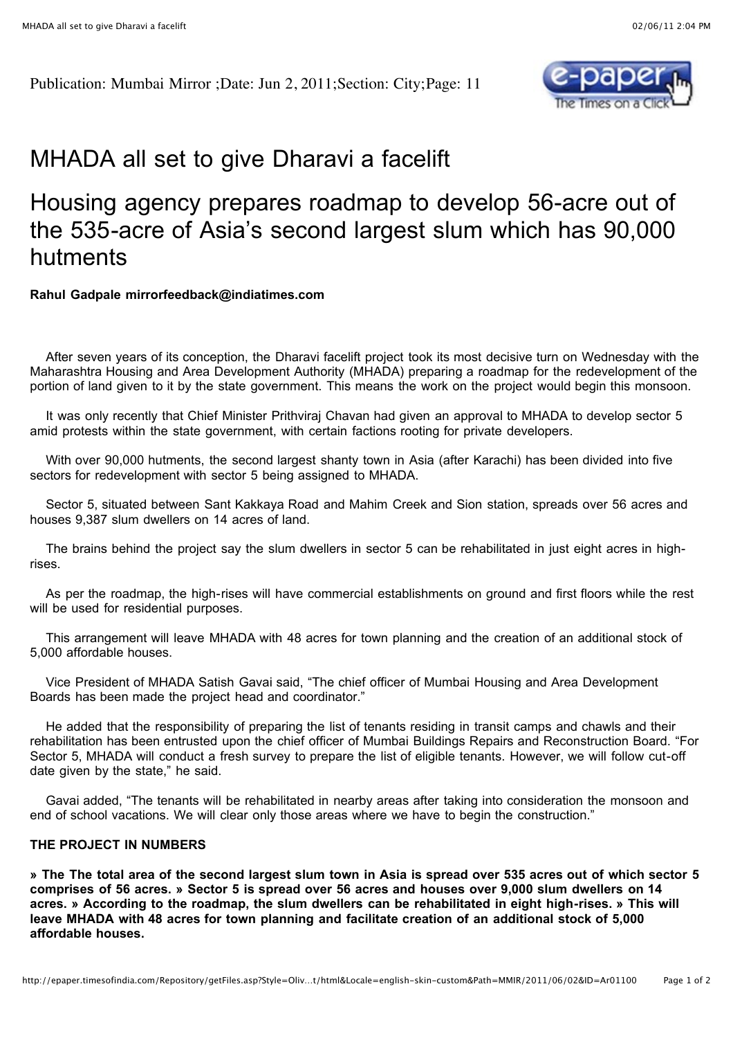Publication: Mumbai Mirror ;Date: Jun 2, 2011;Section: City;Page: 11

# MHADA all set to give Dharavi a facelift

## Housing agency prepares roadmap to develop 56-acre out of the 535-acre of Asia's second largest slum which has 90,000 hutments

**Rahul Gadpale mirrorfeedback@indiatimes.com**

After seven years of its conception, the Dharavi facelift project took its most decisive turn on Wednesday with the Maharashtra Housing and Area Development Authority (MHADA) preparing a roadmap for the redevelopment of the portion of land given to it by the state government. This means the work on the project would begin this monsoon.

It was only recently that Chief Minister Prithviraj Chavan had given an approval to MHADA to develop sector 5 amid protests within the state government, with certain factions rooting for private developers.

With over 90,000 hutments, the second largest shanty town in Asia (after Karachi) has been divided into five sectors for redevelopment with sector 5 being assigned to MHADA.

Sector 5, situated between Sant Kakkaya Road and Mahim Creek and Sion station, spreads over 56 acres and houses 9,387 slum dwellers on 14 acres of land.

The brains behind the project say the slum dwellers in sector 5 can be rehabilitated in just eight acres in high-rises.

As per the roadmap, the high-rises will have commercial establishments on ground and first floors while the rest will be used for residential purposes.

This arrangement will leave MHADA with 48 acres for town planning and the creation of an additional stock of 5,000 affordable houses.

Vice President of MHADA Satish Gavai said, "The chief officer of Mumbai Housing and Area Development Boards has been made the project head and coordinator."

He added that the responsibility of preparing the list of tenants residing in transit camps and chawls and their rehabilitation has been entrusted upon the chief officer of Mumbai Buildings Repairs and Reconstruction Board. "For Sector 5, MHADA will conduct a fresh survey to prepare the list of eligible tenants. However, we will follow cut-off date given by the state," he said.

Gavai added, "The tenants will be rehabilitated in nearby areas after taking into consideration the monsoon and end of school vacations. We will clear only those areas where we have to begin the construction."

**THE PROJECT IN NUMBERS**

**» The The total area of the second largest slum town in Asia is spread over 535 acres out of which sector 5 comprises of 56 acres. » Sector 5 is spread over 56 acres and houses over 9,000 slum dwellers on 14 acres. » According to the roadmap, the slum dwellers can be rehabilitated in eight high-rises. » This will leave MHADA with 48 acres for town planning and facilitate creation of an additional stock of 5,000 affordable houses.**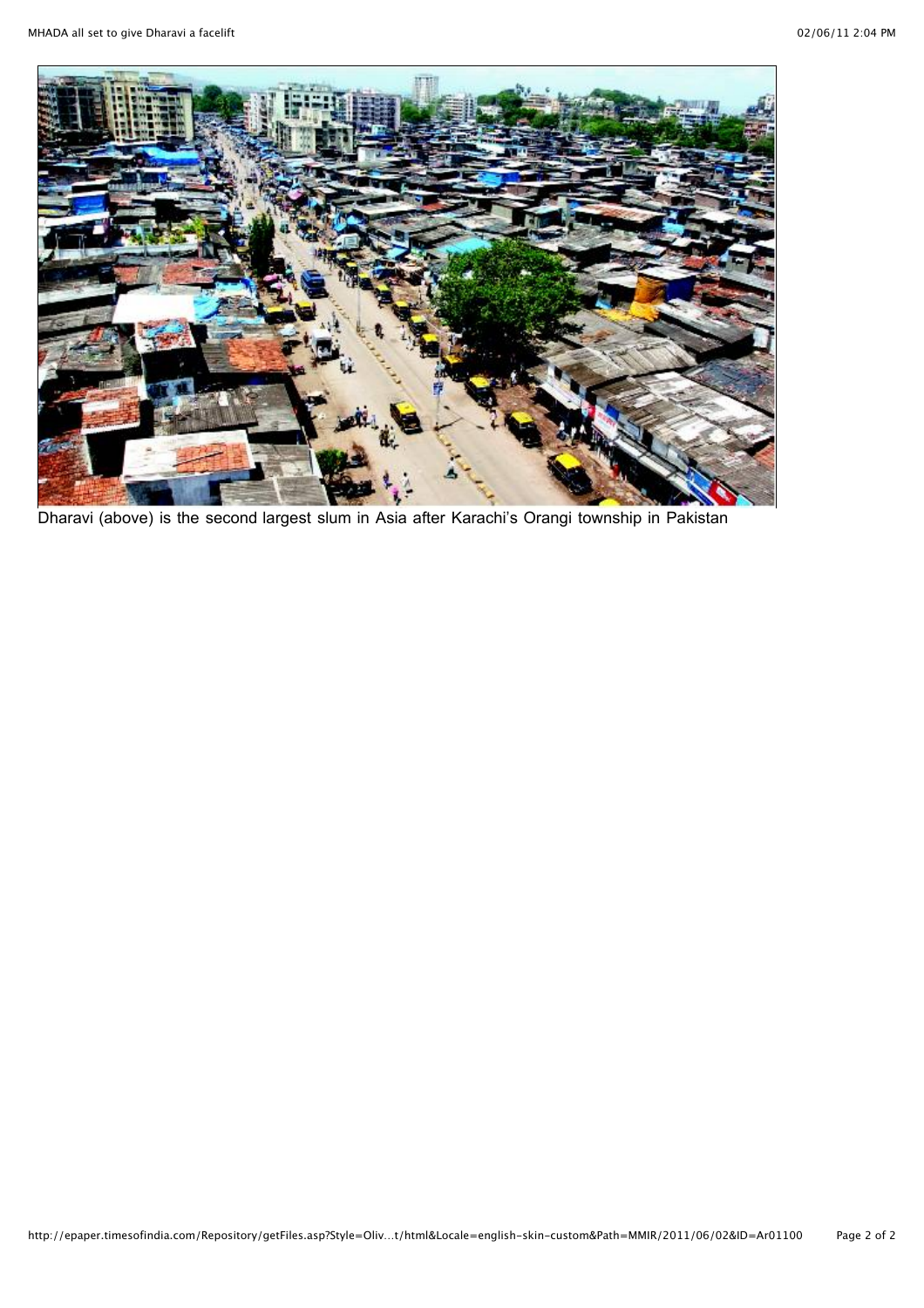Dharavi (above) is the second largest slum in Asia after Karachi's Orangi township in Pakistan